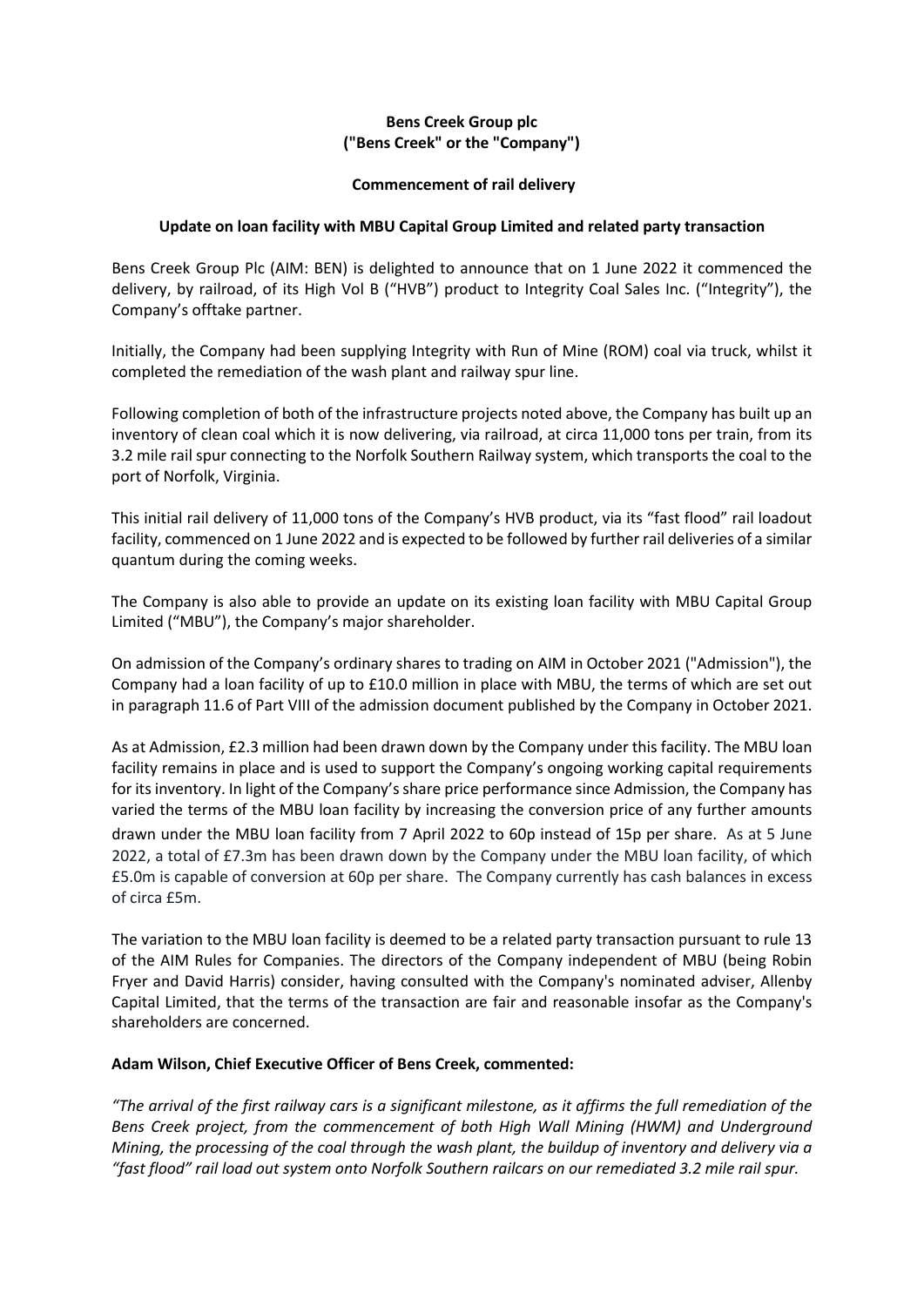**Bens Creek Group plc**
**("Bens Creek" or the "Company")**

**Commencement of rail delivery**

**Update on loan facility with MBU Capital Group Limited and related party transaction**

Bens Creek Group Plc (AIM: BEN) is delighted to announce that on 1 June 2022 it commenced the delivery, by railroad, of its High Vol B ("HVB") product to Integrity Coal Sales Inc. ("Integrity"), the Company's offtake partner.

Initially, the Company had been supplying Integrity with Run of Mine (ROM) coal via truck, whilst it completed the remediation of the wash plant and railway spur line.

Following completion of both of the infrastructure projects noted above, the Company has built up an inventory of clean coal which it is now delivering, via railroad, at circa 11,000 tons per train, from its 3.2 mile rail spur connecting to the Norfolk Southern Railway system, which transports the coal to the port of Norfolk, Virginia.

This initial rail delivery of 11,000 tons of the Company's HVB product, via its "fast flood" rail loadout facility, commenced on 1 June 2022 and is expected to be followed by further rail deliveries of a similar quantum during the coming weeks.

The Company is also able to provide an update on its existing loan facility with MBU Capital Group Limited ("MBU"), the Company's major shareholder.

On admission of the Company's ordinary shares to trading on AIM in October 2021 ("Admission"), the Company had a loan facility of up to £10.0 million in place with MBU, the terms of which are set out in paragraph 11.6 of Part VIII of the admission document published by the Company in October 2021.

As at Admission, £2.3 million had been drawn down by the Company under this facility. The MBU loan facility remains in place and is used to support the Company's ongoing working capital requirements for its inventory. In light of the Company's share price performance since Admission, the Company has varied the terms of the MBU loan facility by increasing the conversion price of any further amounts drawn under the MBU loan facility from 7 April 2022 to 60p instead of 15p per share. As at 5 June 2022, a total of £7.3m has been drawn down by the Company under the MBU loan facility, of which £5.0m is capable of conversion at 60p per share. The Company currently has cash balances in excess of circa £5m.

The variation to the MBU loan facility is deemed to be a related party transaction pursuant to rule 13 of the AIM Rules for Companies. The directors of the Company independent of MBU (being Robin Fryer and David Harris) consider, having consulted with the Company's nominated adviser, Allenby Capital Limited, that the terms of the transaction are fair and reasonable insofar as the Company's shareholders are concerned.

**Adam Wilson, Chief Executive Officer of Bens Creek, commented:**

*"The arrival of the first railway cars is a significant milestone, as it affirms the full remediation of the Bens Creek project, from the commencement of both High Wall Mining (HWM) and Underground Mining, the processing of the coal through the wash plant, the buildup of inventory and delivery via a "fast flood" rail load out system onto Norfolk Southern railcars on our remediated 3.2 mile rail spur.*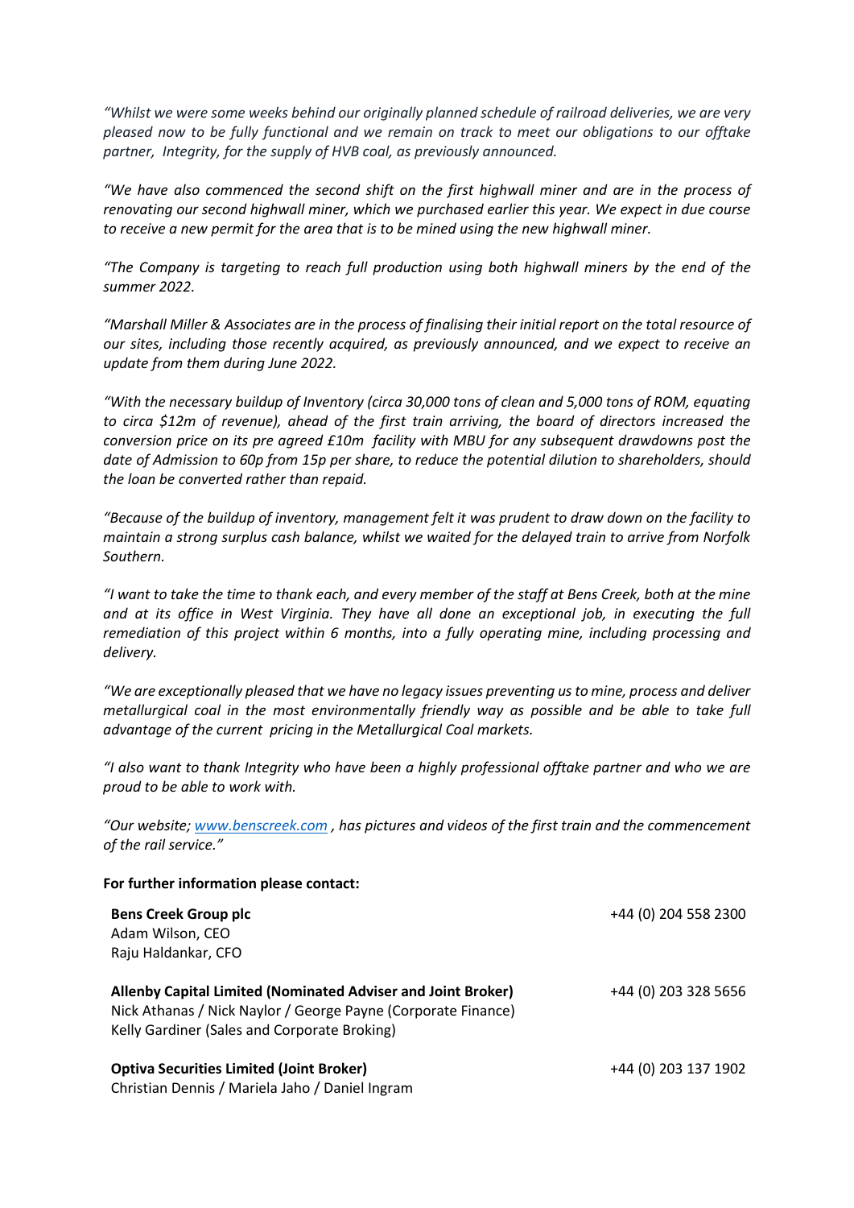*"Whilst we were some weeks behind our originally planned schedule of railroad deliveries, we are very pleased now to be fully functional and we remain on track to meet our obligations to our offtake partner, Integrity, for the supply of HVB coal, as previously announced.*

*"We have also commenced the second shift on the first highwall miner and are in the process of renovating our second highwall miner, which we purchased earlier this year. We expect in due course to receive a new permit for the area that is to be mined using the new highwall miner.*

*"The Company is targeting to reach full production using both highwall miners by the end of the summer 2022.*

*"Marshall Miller & Associates are in the process of finalising their initial report on the total resource of our sites, including those recently acquired, as previously announced, and we expect to receive an update from them during June 2022.*

*"With the necessary buildup of Inventory (circa 30,000 tons of clean and 5,000 tons of ROM, equating to circa $12m of revenue), ahead of the first train arriving, the board of directors increased the conversion price on its pre agreed £10m facility with MBU for any subsequent drawdowns post the date of Admission to 60p from 15p per share, to reduce the potential dilution to shareholders, should the loan be converted rather than repaid.*

*"Because of the buildup of inventory, management felt it was prudent to draw down on the facility to maintain a strong surplus cash balance, whilst we waited for the delayed train to arrive from Norfolk Southern.*

*"I want to take the time to thank each, and every member of the staff at Bens Creek, both at the mine and at its office in West Virginia. They have all done an exceptional job, in executing the full remediation of this project within 6 months, into a fully operating mine, including processing and delivery.*

*"We are exceptionally pleased that we have no legacy issues preventing us to mine, process and deliver metallurgical coal in the most environmentally friendly way as possible and be able to take full advantage of the current pricing in the Metallurgical Coal markets.*

*"I also want to thank Integrity who have been a highly professional offtake partner and who we are proud to be able to work with.*

*"Our website; www.benscreek.com , has pictures and videos of the first train and the commencement of the rail service."*

**For further information please contact:**

| | |
|---|---|
| **Bens Creek Group plc**<br>Adam Wilson, CEO<br>Raju Haldankar, CFO | +44 (0) 204 558 2300 |
| **Allenby Capital Limited (Nominated Adviser and Joint Broker)**<br>Nick Athanas / Nick Naylor / George Payne (Corporate Finance)<br>Kelly Gardiner (Sales and Corporate Broking) | +44 (0) 203 328 5656 |
| **Optiva Securities Limited (Joint Broker)**<br>Christian Dennis / Mariela Jaho / Daniel Ingram | +44 (0) 203 137 1902 |